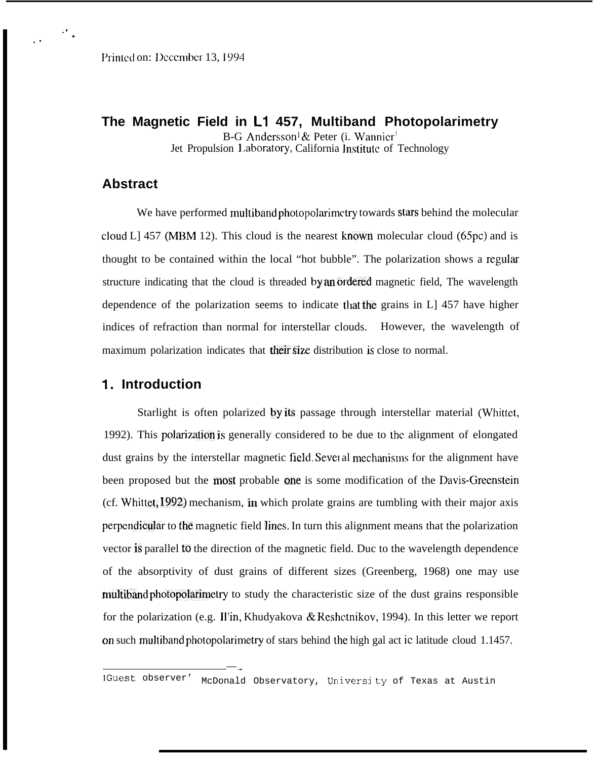Printed on: December 13, 1994

# The Magnetic Field in L1 457, Multiband Photopolarimetry

B-G Andersson[1] & Peter (i. Wannier[1]

Jet Propulsion Laboratory, California Institute of Technology

## Abstract

We have performed multiband photopolarimetry towards stars behind the molecular cloud L] 457 (MBM 12). This cloud is the nearest known molecular cloud (65pc) and is thought to be contained within the local "hot bubble". The polarization shows a regular structure indicating that the cloud is threaded by an ordered magnetic field, The wavelength dependence of the polarization seems to indicate that the grains in L] 457 have higher indices of refraction than normal for interstellar clouds. However, the wavelength of maximum polarization indicates that their size distribution is close to normal.

## 1. Introduction

Starlight is often polarized by its passage through interstellar material (Whittet, 1992). This polarization is generally considered to be due to the alignment of elongated dust grains by the interstellar magnetic field. Several mechanisms for the alignment have been proposed but the most probable one is some modification of the Davis-Greenstein (cf. Whittet, 1992) mechanism, in which prolate grains are tumbling with their major axis perpendicular to the magnetic field lines. In turn this alignment means that the polarization vector is parallel to the direction of the magnetic field. Duc to the wavelength dependence of the absorptivity of dust grains of different sizes (Greenberg, 1968) one may use multiband photopolarimetry to study the characteristic size of the dust grains responsible for the polarization (e.g. Il'in, Khudyakova & Reshetnikov, 1994). In this letter we report on such multiband photopolarimetry of stars behind the high gal act ic latitude cloud 1.1457.

---

[1]Guest observer' McDonald Observatory, University of Texas at Austin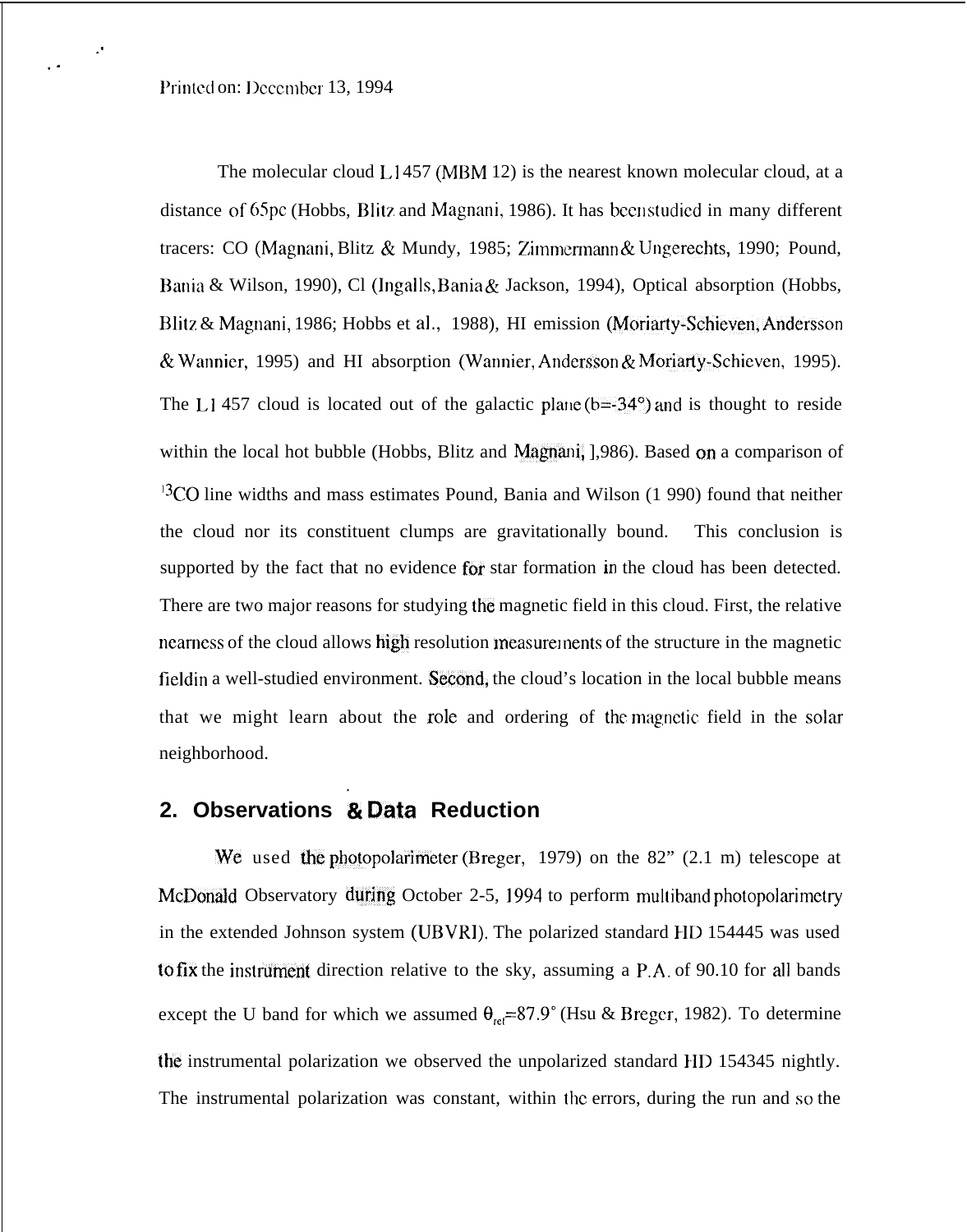Printed on: December 13, 1994

The molecular cloud L1457 (MBM 12) is the nearest known molecular cloud, at a distance of 65pc (Hobbs, Blitz and Magnani, 1986). It has been studied in many different tracers: CO (Magnani, Blitz & Mundy, 1985; Zimmermann & Ungerechts, 1990; Pound, Bania & Wilson, 1990), CI (Ingalls, Bania & Jackson, 1994), Optical absorption (Hobbs, Blitz & Magnani, 1986; Hobbs et al., 1988), HI emission (Moriarty-Schieven, Andersson & Wannier, 1995) and HI absorption (Wannier, Andersson & Moriarty-Schieven, 1995). The L1457 cloud is located out of the galactic plane (b=-34°) and is thought to reside within the local hot bubble (Hobbs, Blitz and Magnani, 1986). Based on a comparison of $^{13}CO$ line widths and mass estimates Pound, Bania and Wilson (1990) found that neither the cloud nor its constituent clumps are gravitationally bound. This conclusion is supported by the fact that no evidence for star formation in the cloud has been detected. There are two major reasons for studying the magnetic field in this cloud. First, the relative nearness of the cloud allows high resolution measurements of the structure in the magnetic field in a well-studied environment. Second, the cloud's location in the local bubble means that we might learn about the role and ordering of the magnetic field in the solar neighborhood.

## 2. Observations & Data Reduction

We used the photopolarimeter (Breger, 1979) on the 82" (2.1 m) telescope at McDonald Observatory during October 2-5, 1994 to perform multiband photopolarimetry in the extended Johnson system (UBVRI). The polarized standard HD 154445 was used to fix the instrument direction relative to the sky, assuming a P.A. of 90.1° for all bands except the U band for which we assumed $\theta_{ref}$=87.9° (Hsu & Breger, 1982). To determine the instrumental polarization we observed the unpolarized standard HD 154345 nightly. The instrumental polarization was constant, within the errors, during the run and so the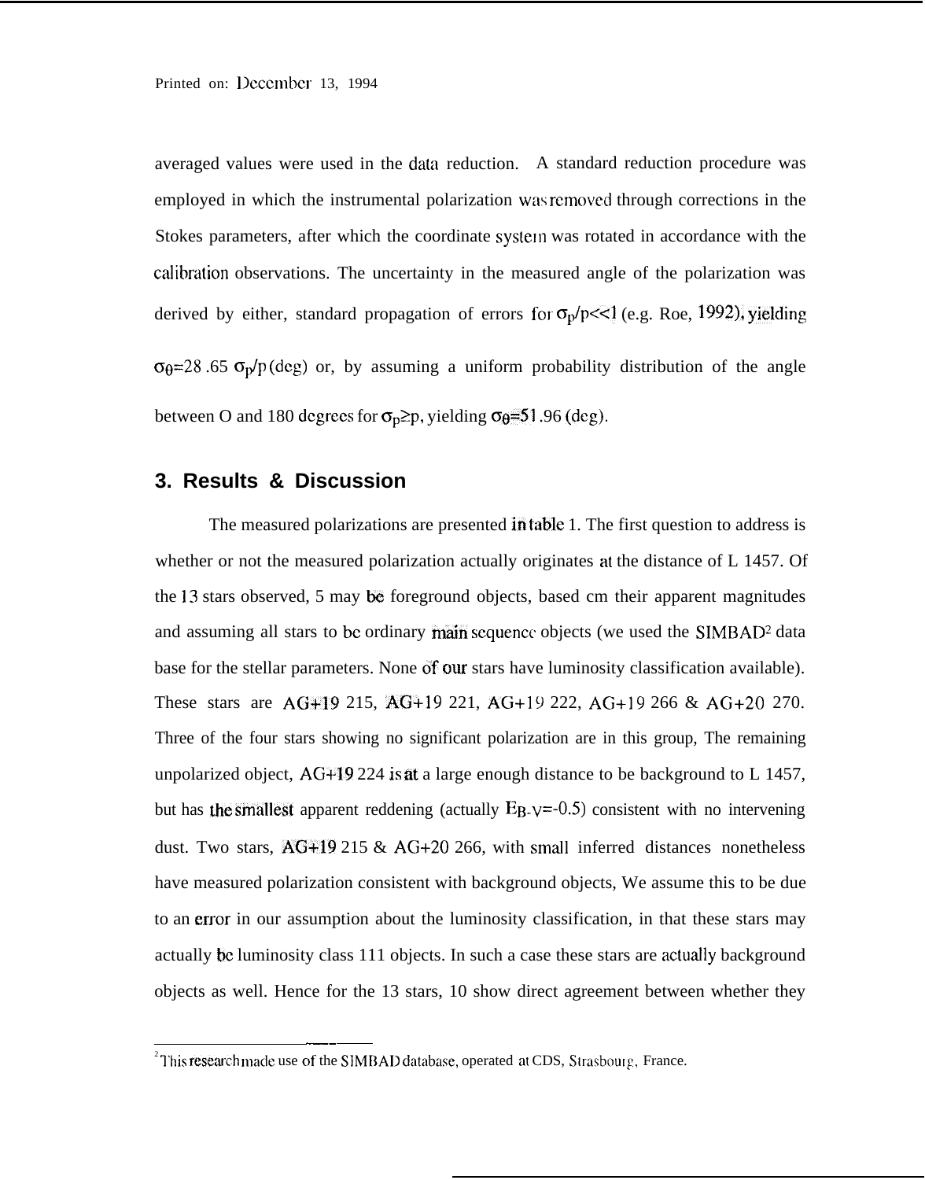averaged values were used in the data reduction. A standard reduction procedure was employed in which the instrumental polarization was removed through corrections in the Stokes parameters, after which the coordinate system was rotated in accordance with the calibration observations. The uncertainty in the measured angle of the polarization was derived by either, standard propagation of errors for $\sigma_p/p<<1$ (e.g. Roe, 1992), yielding $\sigma_\theta$=28 .65 $\sigma_p/p$ (deg) or, by assuming a uniform probability distribution of the angle between O and 180 degrees for $\sigma_p \geq p$, yielding $\sigma_\theta$=51 .96 (deg).

## 3. Results & Discussion

The measured polarizations are presented in table 1. The first question to address is whether or not the measured polarization actually originates at the distance of L 1457. Of the 13 stars observed, 5 may be foreground objects, based cm their apparent magnitudes and assuming all stars to be ordinary main sequence objects (we used the SIMBAD[2] data base for the stellar parameters. None of our stars have luminosity classification available). These stars are AG+19 215, AG+19 221, AG+19 222, AG+19 266 & AG+20 270. Three of the four stars showing no significant polarization are in this group, The remaining unpolarized object, AG+19 224 is at a large enough distance to be background to L 1457, but has the smallest apparent reddening (actually $E_{B-V}$=-0.5) consistent with no intervening dust. Two stars, AG+19 215 & AG+20 266, with small inferred distances nonetheless have measured polarization consistent with background objects, We assume this to be due to an error in our assumption about the luminosity classification, in that these stars may actually be luminosity class 111 objects. In such a case these stars are actually background objects as well. Hence for the 13 stars, 10 show direct agreement between whether they

[2] This research made use of the SIMBAD database, operated at CDS, Strasbourg, France.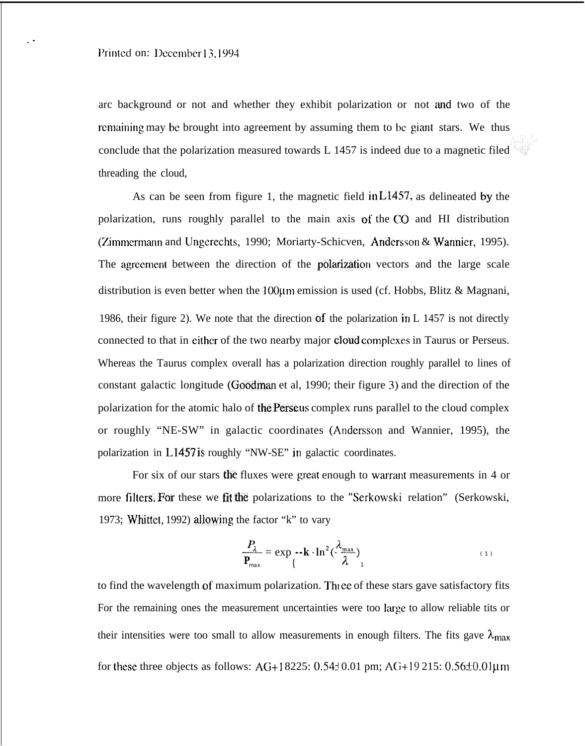arc background or not and whether they exhibit polarization or not and two of the remaining may be brought into agreement by assuming them to be giant stars. We thus conclude that the polarization measured towards L 1457 is indeed due to a magnetic filed threading the cloud,

As can be seen from figure 1, the magnetic field in L1457, as delineated by the polarization, runs roughly parallel to the main axis of the CO and HI distribution (Zimmermann and Ungerechts, 1990; Moriarty-Schicven, Andersson & Wannier, 1995). The agreement between the direction of the polarization vectors and the large scale distribution is even better when the 100μm emission is used (cf. Hobbs, Blitz & Magnani, 1986, their figure 2). We note that the direction of the polarization in L 1457 is not directly connected to that in either of the two nearby major cloud complexes in Taurus or Perseus. Whereas the Taurus complex overall has a polarization direction roughly parallel to lines of constant galactic longitude (Goodman et al, 1990; their figure 3) and the direction of the polarization for the atomic halo of the Perseus complex runs parallel to the cloud complex or roughly "NE-SW" in galactic coordinates (Andersson and Wannier, 1995), the polarization in L1457 is roughly "NW-SE" in galactic coordinates.

For six of our stars the fluxes were great enough to warrant measurements in 4 or more filters. For these we fit the polarizations to the "Serkowski relation" (Serkowski, 1973; Whittet, 1992) allowing the factor "k" to vary

$$\frac{P_\lambda}{\mathbf{P}_{max}} = \exp\left\{-\mathbf{k} \cdot \ln^2\left(\frac{\lambda_{max}}{\lambda}\right)\right\} \quad (1)$$

to find the wavelength of maximum polarization. Three of these stars gave satisfactory fits For the remaining ones the measurement uncertainties were too large to allow reliable tits or their intensities were too small to allow measurements in enough filters. The fits gave $\lambda_{max}$ for these three objects as follows: AG+18225: 0.54±0.01 pm; AG+19 215: 0.56±0.01μm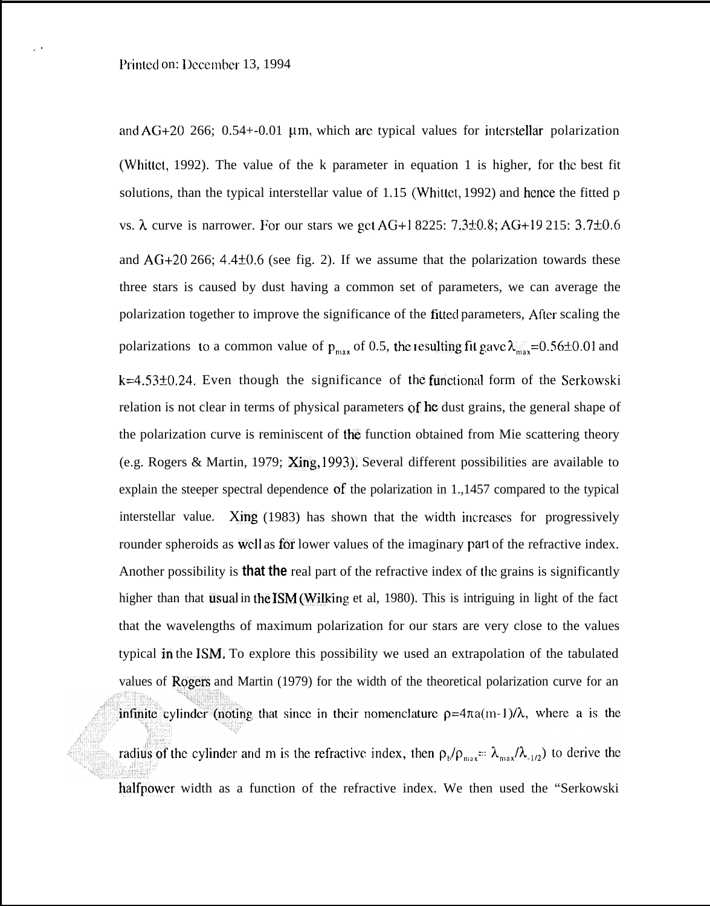and AG+20 266; 0.54+-0.01 μm, which are typical values for interstellar polarization (Whittet, 1992). The value of the k parameter in equation 1 is higher, for the best fit solutions, than the typical interstellar value of 1.15 (Whittet, 1992) and hence the fitted p vs. $\lambda$ curve is narrower. For our stars we get AG+1 8225: 7.3±0.8; AG+19 215: 3.7±0.6 and AG+20 266; 4.4±0.6 (see fig. 2). If we assume that the polarization towards these three stars is caused by dust having a common set of parameters, we can average the polarization together to improve the significance of the fitted parameters, After scaling the polarizations to a common value of $p_{max}$ of 0.5, the resulting fit gave $\lambda_{max}$=0.56±0.01 and k=4.53±0.24. Even though the significance of the functional form of the Serkowski relation is not clear in terms of physical parameters of he dust grains, the general shape of the polarization curve is reminiscent of the function obtained from Mie scattering theory (e.g. Rogers & Martin, 1979; Xing,1993). Several different possibilities are available to explain the steeper spectral dependence of the polarization in 1.,1457 compared to the typical interstellar value. Xing (1983) has shown that the width increases for progressively rounder spheroids as well as for lower values of the imaginary part of the refractive index. Another possibility is **that the** real part of the refractive index of the grains is significantly higher than that usual in the ISM (Wilking et al, 1980). This is intriguing in light of the fact that the wavelengths of maximum polarization for our stars are very close to the values typical in the ISM. To explore this possibility we used an extrapolation of the tabulated values of Rogers and Martin (1979) for the width of the theoretical polarization curve for an infinite cylinder (noting that since in their nomenclature $\rho=4\pi a(m-1)/\lambda$, where a is the radius of the cylinder and m is the refractive index, then $\rho_{p}/\rho_{max}= \lambda_{max}/\lambda_{-1/2}$) to derive the halfpower width as a function of the refractive index. We then used the "Serkowski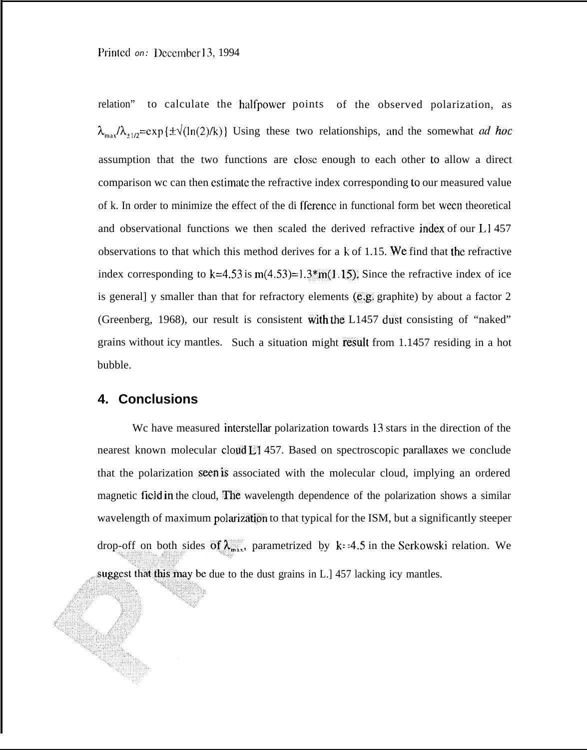relation" to calculate the halfpower points of the observed polarization, as $\lambda_{max}/\lambda_{\pm 1/2}=\exp\{\pm\sqrt{(\ln(2)/k)}\}$ Using these two relationships, and the somewhat *ad hoc* assumption that the two functions are close enough to each other to allow a direct comparison wc can then estimate the refractive index corresponding to our measured value of k. In order to minimize the effect of the di fference in functional form bet ween theoretical and observational functions we then scaled the derived refractive index of our L1 457 observations to that which this method derives for a k of 1.15. We find that the refractive index corresponding to $k=4.53$ is $m(4.53)=1.3*m(1.15)$. Since the refractive index of ice is general] y smaller than that for refractory elements (e.g. graphite) by about a factor 2 (Greenberg, 1968), our result is consistent with the L1457 dust consisting of "naked" grains without icy mantles. Such a situation might result from 1.1457 residing in a hot bubble.

## 4. Conclusions

Wc have measured interstellar polarization towards 13 stars in the direction of the nearest known molecular cloud L1 457. Based on spectroscopic parallaxes we conclude that the polarization seen is associated with the molecular cloud, implying an ordered magnetic field in the cloud, The wavelength dependence of the polarization shows a similar wavelength of maximum polarization to that typical for the ISM, but a significantly steeper drop-off on both sides of $\lambda_{max}$, parametrized by $k\approx4.5$ in the Serkowski relation. We suggest that this may be due to the dust grains in L.] 457 lacking icy mantles.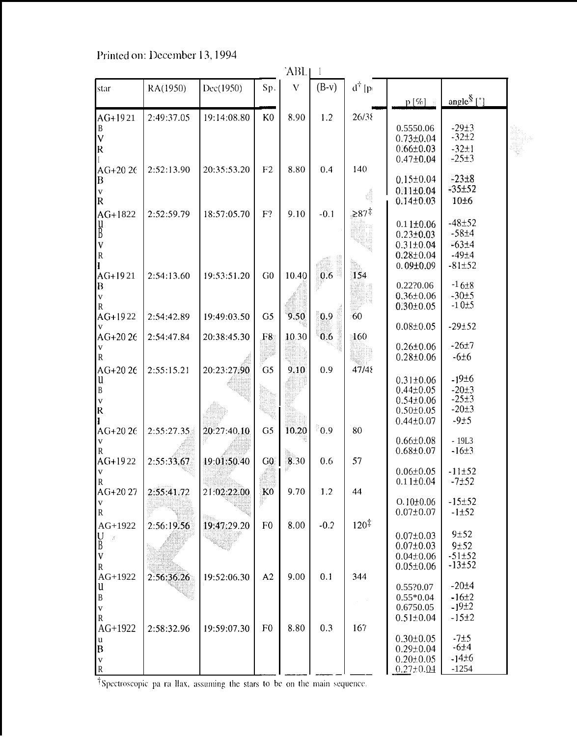Printed on: December 13, 1994

TABLE 1

| star | RA(1950) | Dec(1950) | Sp. | V | (B-v) | d[†] [pc] | p [%] | angle[§] [°] |
|---|---|---|---|---|---|---|---|---|
| AG+19 21 | 2:49:37.05 | 19:14:08.80 | K0 | 8.90 | 1.2 | 26/38 | | |
| B | | | | | | | 0.5550.06 | -29±3 |
| V | | | | | | | 0.73±0.04 | -32±2 |
| R | | | | | | | 0.66±0.03 | -32±1 |
| I | | | | | | | 0.47±0.04 | -25±3 |
| AG+20 26 | 2:52:13.90 | 20:35:53.20 | F2 | 8.80 | 0.4 | 140 | | |
| B | | | | | | | 0.15±0.04 | -23±8 |
| v | | | | | | | 0.11±0.04 | -35±52 |
| R | | | | | | | 0.14±0.03 | 10±6 |
| AG+1822 | 2:52:59.79 | 18:57:05.70 | F? | 9.10 | -0.1 | ≥87[‡] | | |
| U | | | | | | | 0.11±0.06 | -48±52 |
| B | | | | | | | 0.23±0.03 | -58±4 |
| V | | | | | | | 0.31±0.04 | -63±4 |
| R | | | | | | | 0.28±0.04 | -49±4 |
| I | | | | | | | 0.09±0.09 | -81±52 |
| AG+19 21 | 2:54:13.60 | 19:53:51.20 | G0 | 10.40 | 0.6 | 154 | | |
| B | | | | | | | 0.22?0.06 | -16±8 |
| v | | | | | | | 0.36±0.06 | -30±5 |
| R | | | | | | | 0.30±0.05 | -10±5 |
| AG+19 22 | 2:54:42.89 | 19:49:03.50 | G5 | 9.50 | 0.9 | 60 | | |
| v | | | | | | | 0.08±0.05 | -29±52 |
| AG+20 26 | 2:54:47.84 | 20:38:45.30 | F8 | 10.30 | 0.6 | 160 | | |
| v | | | | | | | 0.26±0.06 | -26±7 |
| R | | | | | | | 0.28±0.06 | -6±6 |
| AG+20 26 | 2:55:15.21 | 20:23:27.90 | G5 | 9.10 | 0.9 | 47/48 | | |
| U | | | | | | | 0.31±0.06 | -19±6 |
| B | | | | | | | 0.44±0.05 | -20±3 |
| v | | | | | | | 0.54±0.06 | -25±3 |
| R | | | | | | | 0.50±0.05 | -20±3 |
| I | | | | | | | 0.44±0.07 | -9±5 |
| AG+20 26 | 2:55:27.35 | 20:27:40.10 | G5 | 10.20 | 0.9 | 80 | | |
| v | | | | | | | 0.66±0.08 | - 19L3 |
| R | | | | | | | 0.68±0.07 | -16±3 |
| AG+19 22 | 2:55:33.67 | 19:01:50.40 | G0 | 8.30 | 0.6 | 57 | | |
| v | | | | | | | 0.06±0.05 | -11±52 |
| R | | | | | | | 0.11±0.04 | -7±52 |
| AG+20 27 | 2:55:41.72 | 21:02:22.00 | K0 | 9.70 | 1.2 | 44 | | |
| v | | | | | | | 0.10±0.06 | -15±52 |
| R | | | | | | | 0.07±0.07 | -1±52 |
| AG+1922 | 2:56:19.56 | 19:47:29.20 | F0 | 8.00 | -0.2 | 120[‡] | | |
| U | | | | | | | 0.07±0.03 | 9±52 |
| B | | | | | | | 0.07±0.03 | 9±52 |
| V | | | | | | | 0.04±0.06 | -51±52 |
| R | | | | | | | 0.05±0.06 | -13±52 |
| AG+1922 | 2:56:36.26 | 19:52:06.30 | A2 | 9.00 | 0.1 | 344 | | |
| U | | | | | | | 0.55?0.07 | -20±4 |
| B | | | | | | | 0.55*0.04 | -16±2 |
| v | | | | | | | 0.6750.05 | -19±2 |
| R | | | | | | | 0.51±0.04 | -15±2 |
| AG+1922 | 2:58:32.96 | 19:59:07.30 | F0 | 8.80 | 0.3 | 167 | | |
| u | | | | | | | 0.30±0.05 | -7±5 |
| B | | | | | | | 0.29±0.04 | -6±4 |
| v | | | | | | | 0.20±0.05 | -14±6 |
| R | | | | | | | 0.27±0.04 | -1254 |

[†]Spectroscopic parallax, assuming the stars to be on the main sequence.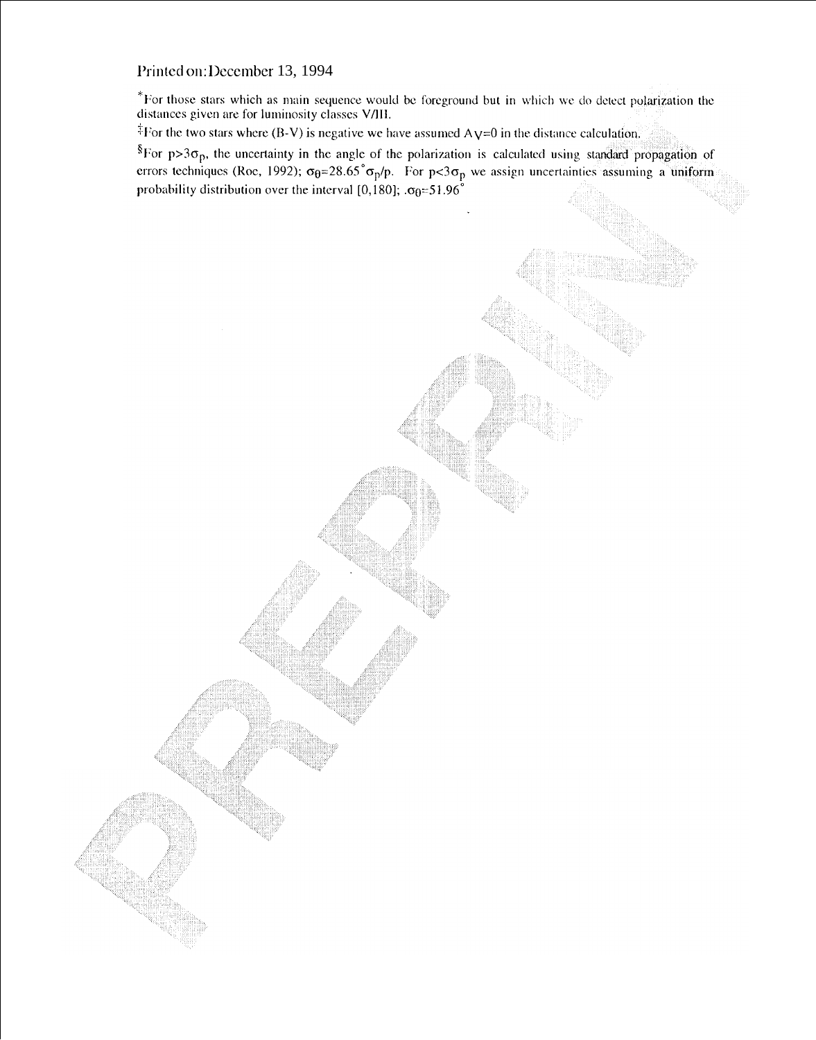*For those stars which as main sequence would be foreground but in which we do detect polarization the distances given are for luminosity classes V/III.

‡For the two stars where (B-V) is negative we have assumed $A_V=0$ in the distance calculation.

§For $p>3\sigma_p$, the uncertainty in the angle of the polarization is calculated using standard propagation of errors techniques (Roe, 1992); $\sigma_\theta=28.65^\circ\sigma_p/p$. For $p<3\sigma_p$ we assign uncertainties assuming a uniform probability distribution over the interval [0,180]; $\sigma_\theta=51.96^\circ$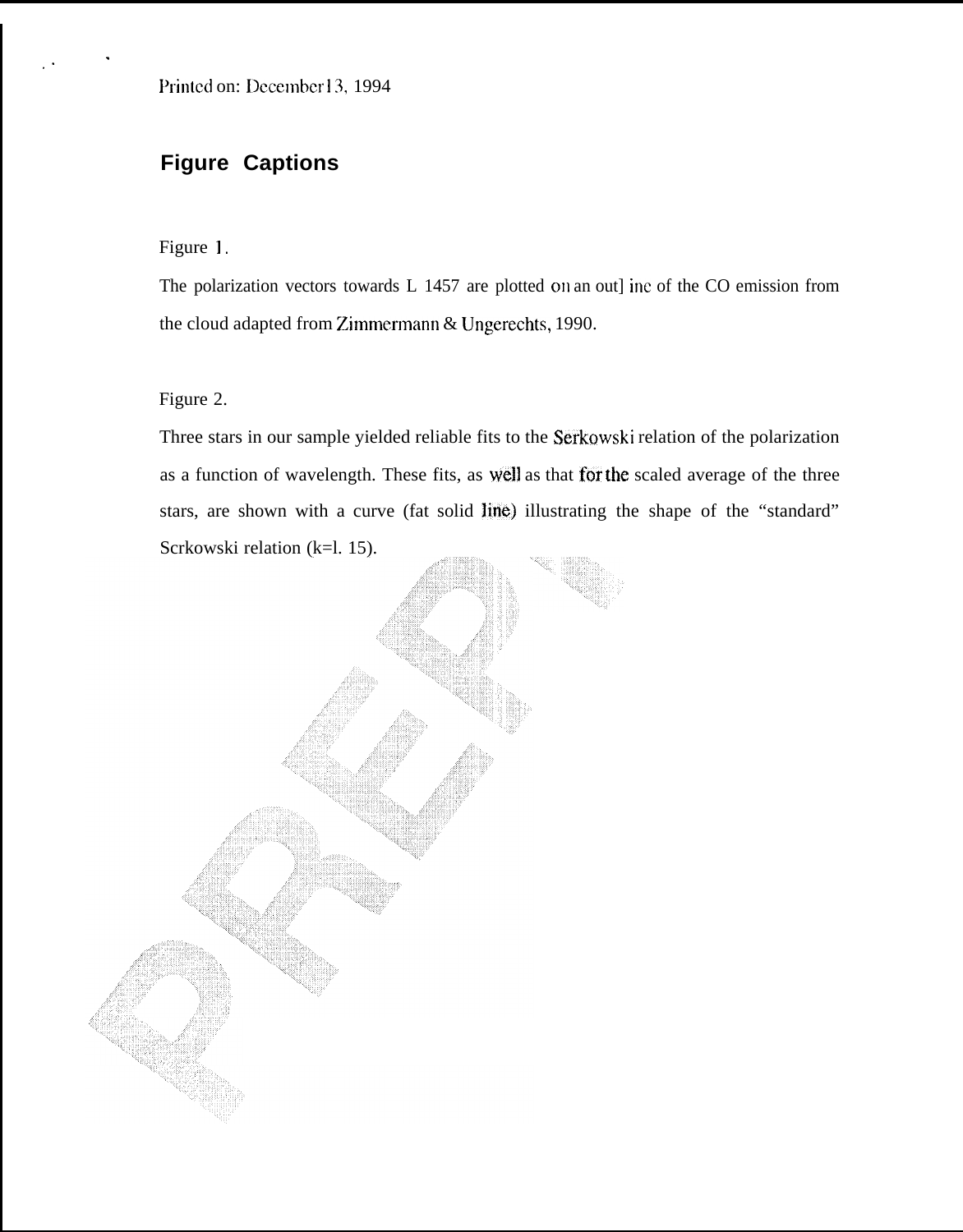Printed on: December 13, 1994

## Figure Captions

Figure 1.

The polarization vectors towards L 1457 are plotted on an outline of the CO emission from the cloud adapted from Zimmermann & Ungerechts, 1990.

Figure 2.

Three stars in our sample yielded reliable fits to the Serkowski relation of the polarization as a function of wavelength. These fits, as well as that for the scaled average of the three stars, are shown with a curve (fat solid line) illustrating the shape of the "standard" Serkowski relation (k=1.15).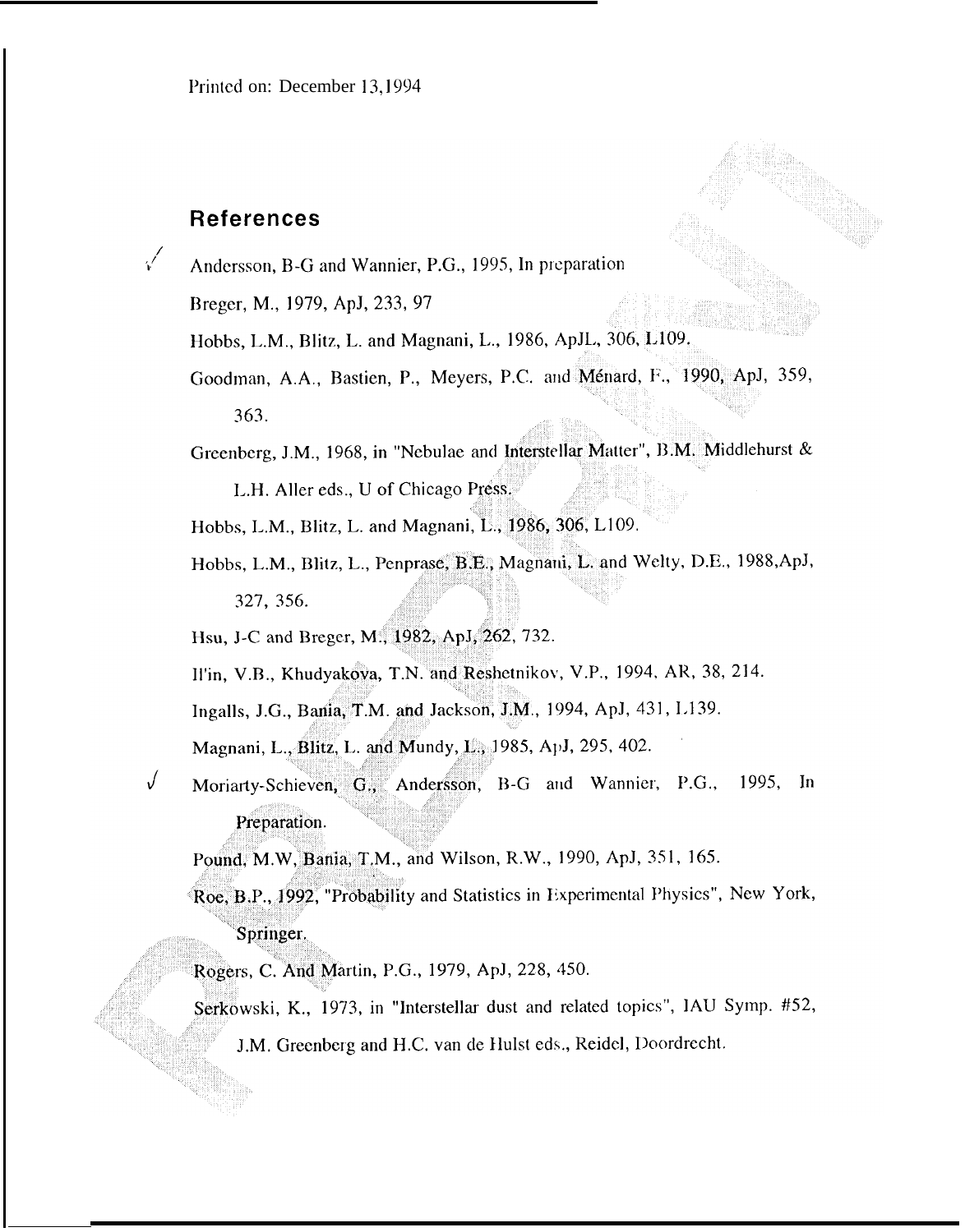Printed on: December 13, 1994

## References

Andersson, B-G and Wannier, P.G., 1995, In preparation

Breger, M., 1979, ApJ, 233, 97

Hobbs, L.M., Blitz, L. and Magnani, L., 1986, ApJL, 306, L109.

Goodman, A.A., Bastien, P., Meyers, P.C. and Ménard, F., 1990, ApJ, 359, 363.

Greenberg, J.M., 1968, in "Nebulae and Interstellar Matter", B.M. Middlehurst & L.H. Aller eds., U of Chicago Press.

Hobbs, L.M., Blitz, L. and Magnani, L., 1986, 306, L109.

Hobbs, L.M., Blitz, L., Penprase, B.E., Magnani, L. and Welty, D.E., 1988, ApJ, 327, 356.

Hsu, J-C and Breger, M., 1982, ApJ, 262, 732.

Il'in, V.B., Khudyakova, T.N. and Reshetnikov, V.P., 1994, AR, 38, 214.

Ingalls, J.G., Bania, T.M. and Jackson, J.M., 1994, ApJ, 431, L139.

Magnani, L., Blitz, L. and Mundy, L., 1985, ApJ, 295, 402.

Moriarty-Schieven, G., Andersson, B-G and Wannier, P.G., 1995, In Preparation.

Pound, M.W, Bania, T.M., and Wilson, R.W., 1990, ApJ, 351, 165.

Roe, B.P., 1992, "Probability and Statistics in Experimental Physics", New York, Springer.

Rogers, C. And Martin, P.G., 1979, ApJ, 228, 450.

Serkowski, K., 1973, in "Interstellar dust and related topics", IAU Symp. #52, J.M. Greenberg and H.C. van de Hulst eds., Reidel, Doordrecht.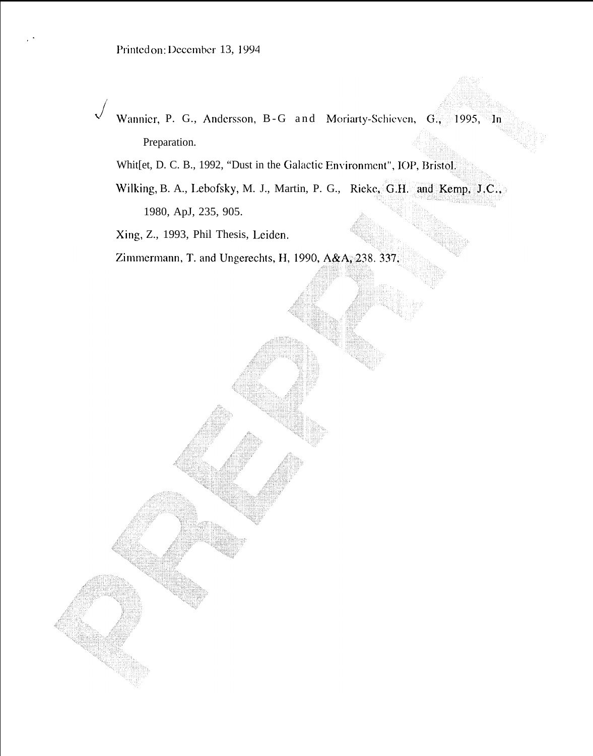Printed on: December 13, 1994

Wannier, P. G., Andersson, B-G and Moriarty-Schieven, G., 1995, In Preparation.

Whit[et, D. C. B., 1992, "Dust in the Galactic Environment", IOP, Bristol.

Wilking, B. A., Lebofsky, M. J., Martin, P. G., Rieke, G.H. and Kemp, J.C., 1980, ApJ, 235, 905.

Xing, Z., 1993, Phil Thesis, Leiden.

Zimmermann, T. and Ungerechts, H, 1990, A&A, 238. 337.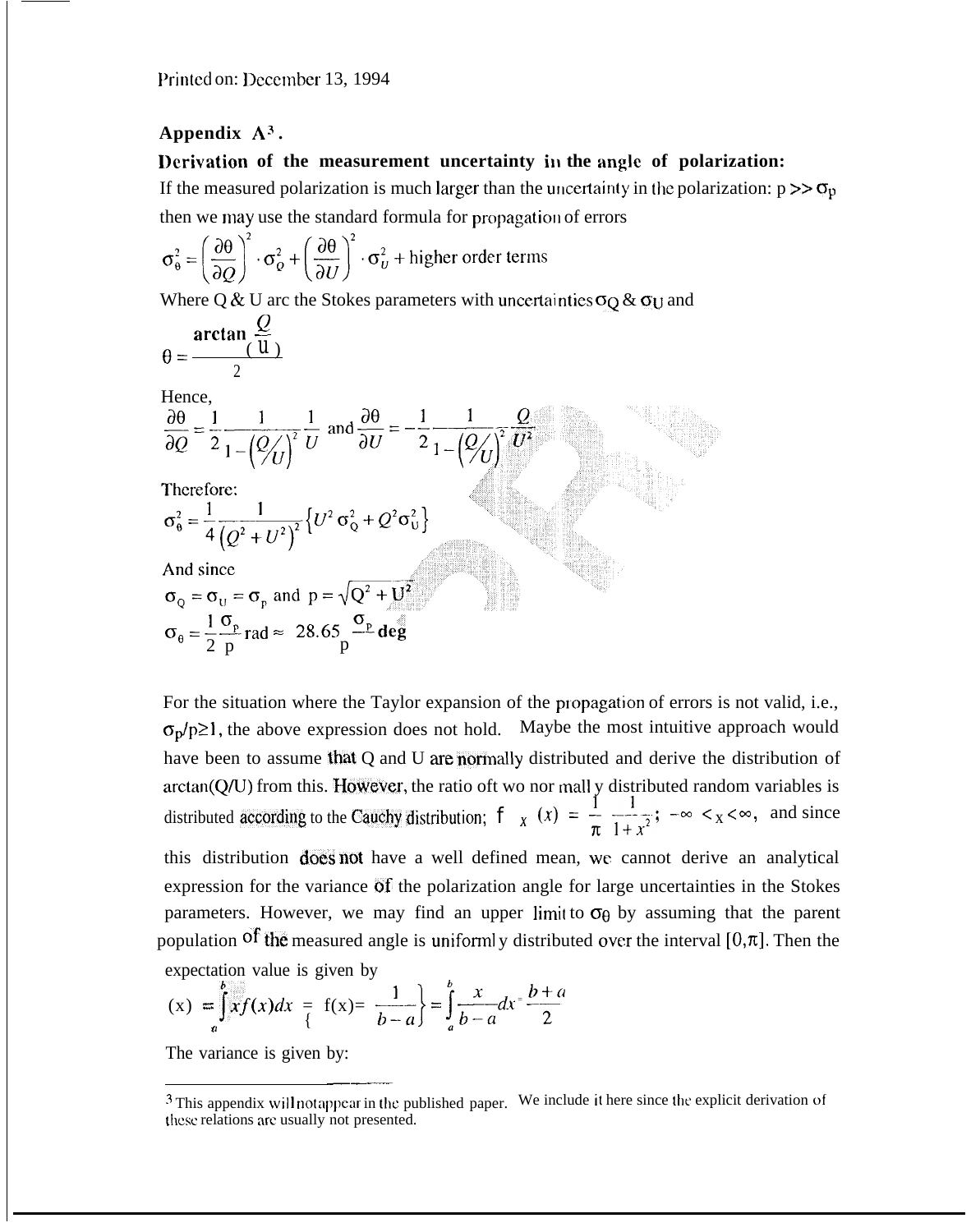Printed on: December 13, 1994

## Appendix A[3].

**Derivation of the measurement uncertainty in the angle of polarization:**

If the measured polarization is much larger than the uncertainty in the polarization: $p >> \sigma_p$ then we may use the standard formula for propagation of errors

$$\sigma_\theta^2 = \left(\frac{\partial\theta}{\partial Q}\right)^2 \cdot \sigma_Q^2 + \left(\frac{\partial\theta}{\partial U}\right)^2 \cdot \sigma_U^2 + \text{higher order terms}$$

Where Q & U arc the Stokes parameters with uncertainties $\sigma_Q$ & $\sigma_U$ and

$$\theta = \frac{\arctan\left(\frac{Q}{U}\right)}{2}$$

Hence,

$$\frac{\partial\theta}{\partial Q} = \frac{1}{2}\frac{1}{1-\left(Q/U\right)^2}\frac{1}{U} \text{ and } \frac{\partial\theta}{\partial U} = -\frac{1}{2}\frac{1}{1-\left(Q/U\right)^2}\frac{Q}{U^2}$$

Therefore:

$$\sigma_\theta^2 = \frac{1}{4}\frac{1}{\left(Q^2+U^2\right)^2}\left\{U^2\sigma_Q^2 + Q^2\sigma_U^2\right\}$$

And since

$$\sigma_Q = \sigma_U = \sigma_p \text{ and } p = \sqrt{Q^2+U^2}$$

$$\sigma_\theta = \frac{1}{2}\frac{\sigma_p}{p}\text{rad} \approx 28.65\frac{\sigma_p}{p}\textbf{ deg}$$

For the situation where the Taylor expansion of the propagation of errors is not valid, i.e., $\sigma_p/p \geq 1$, the above expression does not hold. Maybe the most intuitive approach would have been to assume that Q and U are normally distributed and derive the distribution of arctan(Q/U) from this. However, the ratio oft wo nor mall y distributed random variables is distributed according to the Cauchy distribution; $f_X(x) = \frac{1}{\pi}\frac{1}{1+x^2}; \; -\infty < x < \infty$, and since this distribution does not have a well defined mean, we cannot derive an analytical expression for the variance of the polarization angle for large uncertainties in the Stokes parameters. However, we may find an upper limit to $\sigma_\theta$ by assuming that the parent population of the measured angle is uniforml y distributed over the interval $[0,\pi]$. Then the expectation value is given by

$$\langle x \rangle = \int_a^b x f(x)dx = \left\{ f(x) = \frac{1}{b-a} \right\} = \int_a^b \frac{x}{b-a}dx = \frac{b+a}{2}$$

The variance is given by:

---

[3] This appendix will not appear in the published paper. We include it here since the explicit derivation of these relations arc usually not presented.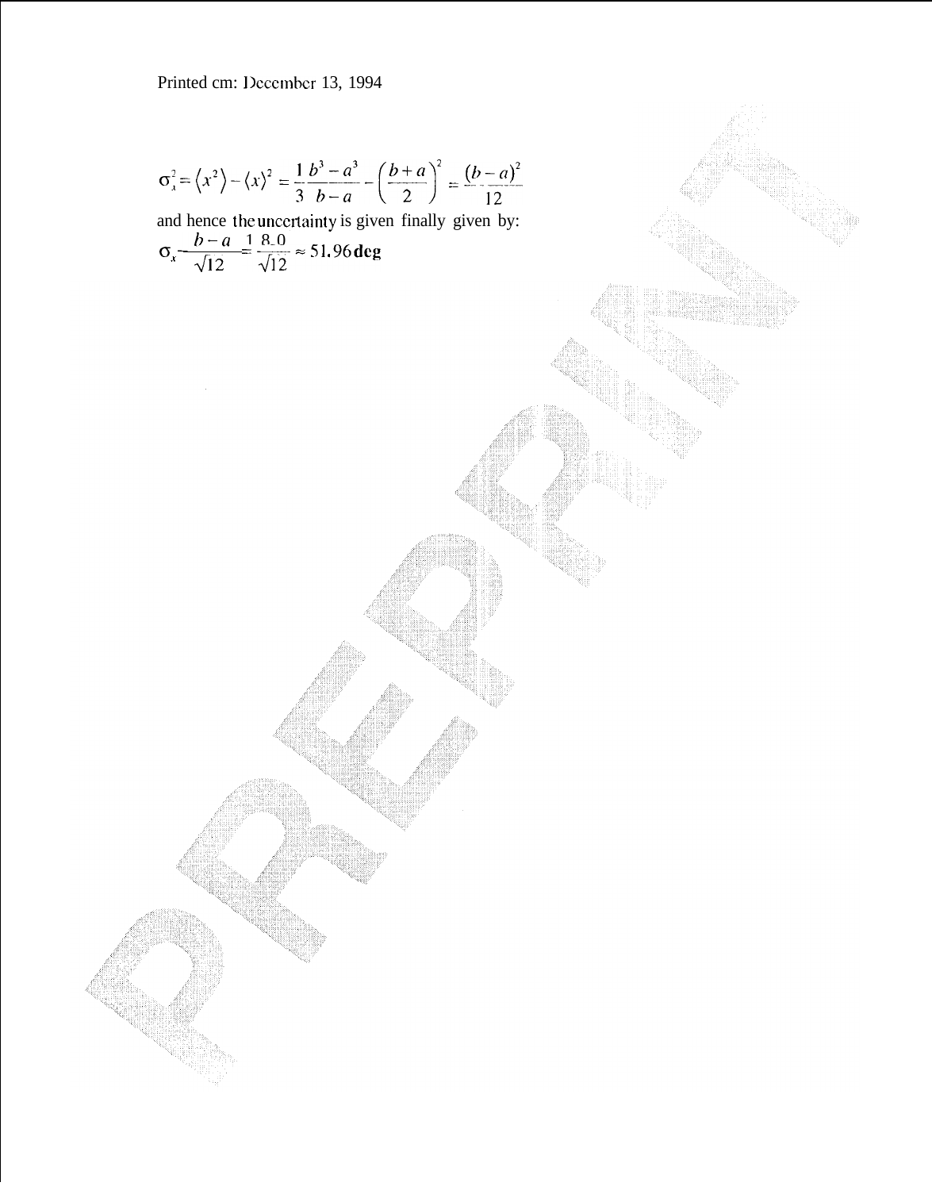$$\sigma_x^2 = \langle x^2 \rangle - \langle x \rangle^2 = \frac{1}{3}\frac{b^3 - a^3}{b-a} - \left(\frac{b+a}{2}\right)^2 = \frac{(b-a)^2}{12}$$

and hence the uncertainty is given finally given by:

$$\sigma_x = \frac{b-a}{\sqrt{12}} = \frac{180}{\sqrt{12}} \approx 51.96\,\textbf{deg}$$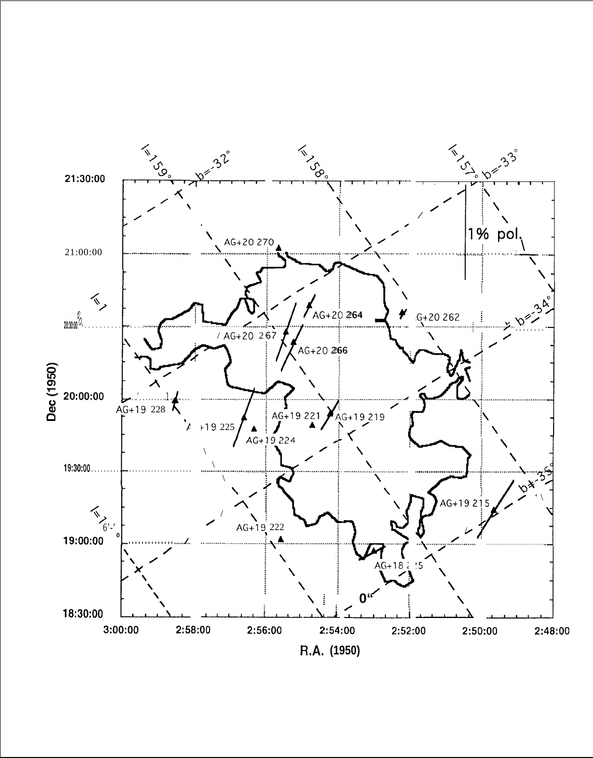l=159° b=-32° l=158° l=157° b=-33°

1% pol.

21:30:00

21:00:00

20:30:00

20:00:00

19:30:00

19:00:00

18:30:00

Dec (1950)

AG+20 270

AG+20 264

G+20 262

AG+20 267

AG+20 266

b=-34°

AG+19 228

AG+19 225

AG+19 221

AG+19 219

AG+19 224

b=-35°

AG+19 215

AG+19 222

AG+18 2?5

0"

3:00:00 2:58:00 2:56:00 2:54:00 2:52:00 2:50:00 2:48:00

R.A. (1950)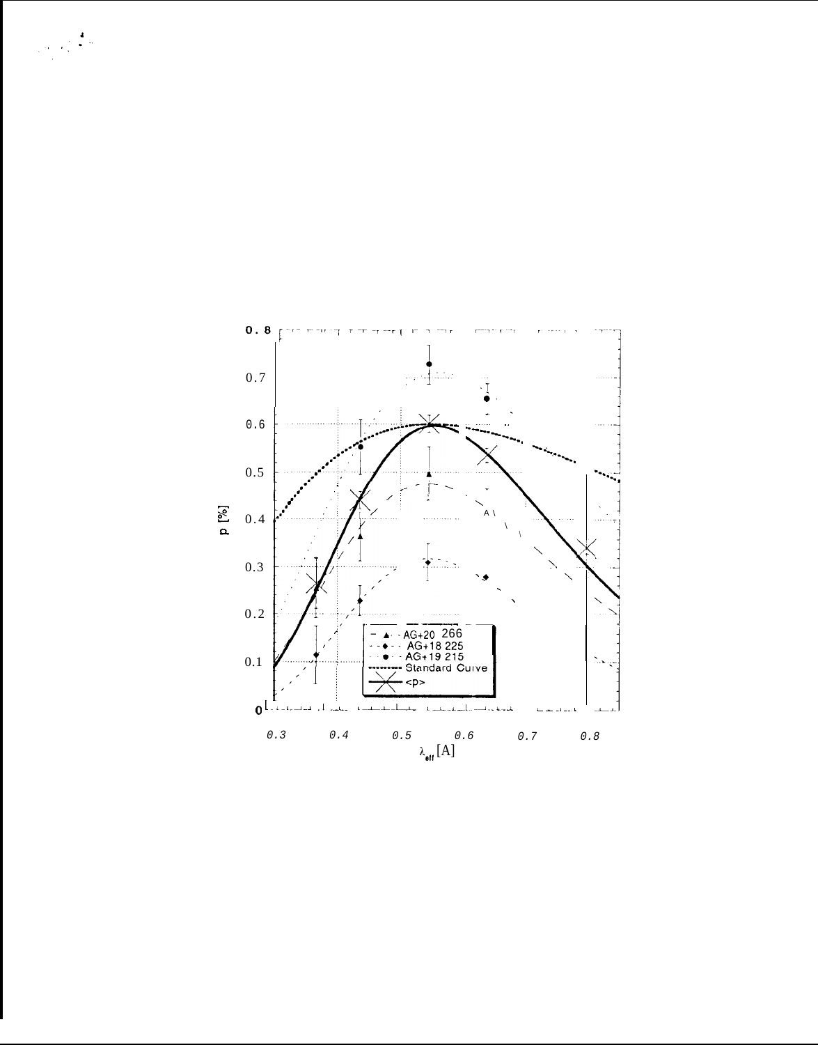0.8

0.7

0.6

0.5

0.4

0.3

0.2

0.1

0

p [%]

0.3 0.4 0.5 0.6 0.7 0.8

$\lambda_{eff}$ [A]

AG+20 266

AG+18 225

AG+19 215

Standard Curve

<p>